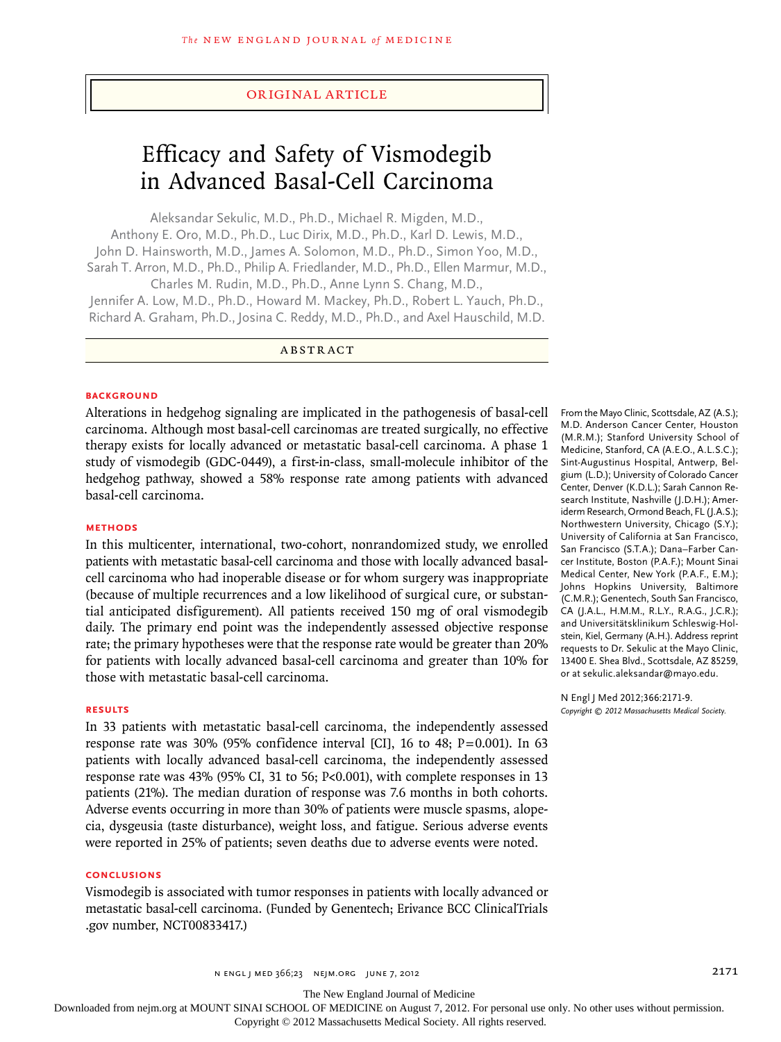ORIGINAL ARTICLE

# Efficacy and Safety of Vismodegib in Advanced Basal-Cell Carcinoma

Aleksandar Sekulic, M.D., Ph.D., Michael R. Migden, M.D., Anthony E. Oro, M.D., Ph.D., Luc Dirix, M.D., Ph.D., Karl D. Lewis, M.D., John D. Hainsworth, M.D., James A. Solomon, M.D., Ph.D., Simon Yoo, M.D., Sarah T. Arron, M.D., Ph.D., Philip A. Friedlander, M.D., Ph.D., Ellen Marmur, M.D., Charles M. Rudin, M.D., Ph.D., Anne Lynn S. Chang, M.D., Jennifer A. Low, M.D., Ph.D., Howard M. Mackey, Ph.D., Robert L. Yauch, Ph.D., Richard A. Graham, Ph.D., Josina C. Reddy, M.D., Ph.D., and Axel Hauschild, M.D.

## ABSTRACT

### BACKGROUND

Alterations in hedgehog signaling are implicated in the pathogenesis of basal-cell carcinoma. Although most basal-cell carcinomas are treated surgically, no effective therapy exists for locally advanced or metastatic basal-cell carcinoma. A phase 1 study of vismodegib (GDC-0449), a first-in-class, small-molecule inhibitor of the hedgehog pathway, showed a 58% response rate among patients with advanced basal-cell carcinoma.

### METHODS

In this multicenter, international, two-cohort, nonrandomized study, we enrolled patients with metastatic basal-cell carcinoma and those with locally advanced basal-cell carcinoma who had inoperable disease or for whom surgery was inappropriate (because of multiple recurrences and a low likelihood of surgical cure, or substantial anticipated disfigurement). All patients received 150 mg of oral vismodegib daily. The primary end point was the independently assessed objective response rate; the primary hypotheses were that the response rate would be greater than 20% for patients with locally advanced basal-cell carcinoma and greater than 10% for those with metastatic basal-cell carcinoma.

### RESULTS

In 33 patients with metastatic basal-cell carcinoma, the independently assessed response rate was 30% (95% confidence interval [CI], 16 to 48; $P=0.001$). In 63 patients with locally advanced basal-cell carcinoma, the independently assessed response rate was 43% (95% CI, 31 to 56; $P<0.001$), with complete responses in 13 patients (21%). The median duration of response was 7.6 months in both cohorts. Adverse events occurring in more than 30% of patients were muscle spasms, alopecia, dysgeusia (taste disturbance), weight loss, and fatigue. Serious adverse events were reported in 25% of patients; seven deaths due to adverse events were noted.

### CONCLUSIONS

Vismodegib is associated with tumor responses in patients with locally advanced or metastatic basal-cell carcinoma. (Funded by Genentech; Erivance BCC ClinicalTrials.gov number, NCT00833417.)

From the Mayo Clinic, Scottsdale, AZ (A.S.); M.D. Anderson Cancer Center, Houston (M.R.M.); Stanford University School of Medicine, Stanford, CA (A.E.O., A.L.S.C.); Sint-Augustinus Hospital, Antwerp, Belgium (L.D.); University of Colorado Cancer Center, Denver (K.D.L.); Sarah Cannon Research Institute, Nashville (J.D.H.); Ameriderm Research, Ormond Beach, FL (J.A.S.); Northwestern University, Chicago (S.Y.); University of California at San Francisco, San Francisco (S.T.A.); Dana–Farber Cancer Institute, Boston (P.A.F.); Mount Sinai Medical Center, New York (P.A.F., E.M.); Johns Hopkins University, Baltimore (C.M.R.); Genentech, South San Francisco, CA (J.A.L., H.M.M., R.L.Y., R.A.G., J.C.R.); and Universitätsklinikum Schleswig-Holstein, Kiel, Germany (A.H.). Address reprint requests to Dr. Sekulic at the Mayo Clinic, 13400 E. Shea Blvd., Scottsdale, AZ 85259, or at sekulic.aleksandar@mayo.edu.

N Engl J Med 2012;366:2171-9.
*Copyright © 2012 Massachusetts Medical Society.*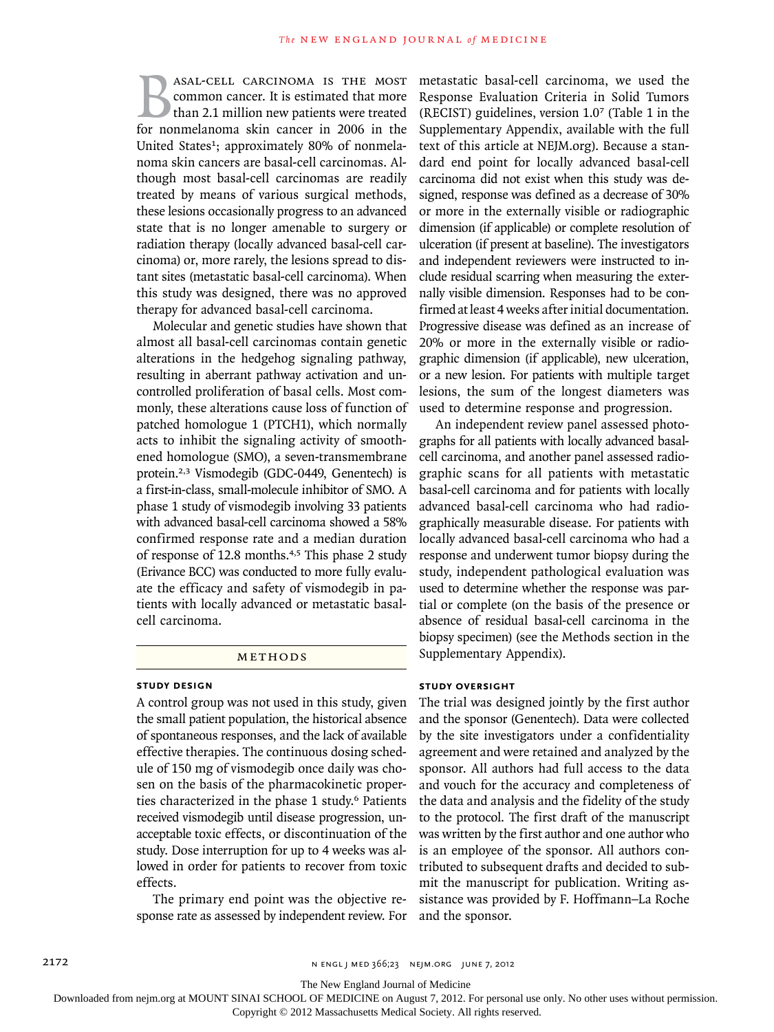Basal-cell carcinoma is the most common cancer. It is estimated that more than 2.1 million new patients were treated for nonmelanoma skin cancer in 2006 in the United States[1]; approximately 80% of nonmelanoma skin cancers are basal-cell carcinomas. Although most basal-cell carcinomas are readily treated by means of various surgical methods, these lesions occasionally progress to an advanced state that is no longer amenable to surgery or radiation therapy (locally advanced basal-cell carcinoma) or, more rarely, the lesions spread to distant sites (metastatic basal-cell carcinoma). When this study was designed, there was no approved therapy for advanced basal-cell carcinoma.

Molecular and genetic studies have shown that almost all basal-cell carcinomas contain genetic alterations in the hedgehog signaling pathway, resulting in aberrant pathway activation and uncontrolled proliferation of basal cells. Most commonly, these alterations cause loss of function of patched homologue 1 (PTCH1), which normally acts to inhibit the signaling activity of smoothened homologue (SMO), a seven-transmembrane protein.[2,3] Vismodegib (GDC-0449, Genentech) is a first-in-class, small-molecule inhibitor of SMO. A phase 1 study of vismodegib involving 33 patients with advanced basal-cell carcinoma showed a 58% confirmed response rate and a median duration of response of 12.8 months.[4,5] This phase 2 study (Erivance BCC) was conducted to more fully evaluate the efficacy and safety of vismodegib in patients with locally advanced or metastatic basal-cell carcinoma.

## Methods

### Study Design

A control group was not used in this study, given the small patient population, the historical absence of spontaneous responses, and the lack of available effective therapies. The continuous dosing schedule of 150 mg of vismodegib once daily was chosen on the basis of the pharmacokinetic properties characterized in the phase 1 study.[6] Patients received vismodegib until disease progression, unacceptable toxic effects, or discontinuation of the study. Dose interruption for up to 4 weeks was allowed in order for patients to recover from toxic effects.

The primary end point was the objective response rate as assessed by independent review. For metastatic basal-cell carcinoma, we used the Response Evaluation Criteria in Solid Tumors (RECIST) guidelines, version 1.0[7] (Table 1 in the Supplementary Appendix, available with the full text of this article at NEJM.org). Because a standard end point for locally advanced basal-cell carcinoma did not exist when this study was designed, response was defined as a decrease of 30% or more in the externally visible or radiographic dimension (if applicable) or complete resolution of ulceration (if present at baseline). The investigators and independent reviewers were instructed to include residual scarring when measuring the externally visible dimension. Responses had to be confirmed at least 4 weeks after initial documentation. Progressive disease was defined as an increase of 20% or more in the externally visible or radiographic dimension (if applicable), new ulceration, or a new lesion. For patients with multiple target lesions, the sum of the longest diameters was used to determine response and progression.

An independent review panel assessed photographs for all patients with locally advanced basal-cell carcinoma, and another panel assessed radiographic scans for all patients with metastatic basal-cell carcinoma and for patients with locally advanced basal-cell carcinoma who had radiographically measurable disease. For patients with locally advanced basal-cell carcinoma who had a response and underwent tumor biopsy during the study, independent pathological evaluation was used to determine whether the response was partial or complete (on the basis of the presence or absence of residual basal-cell carcinoma in the biopsy specimen) (see the Methods section in the Supplementary Appendix).

### Study Oversight

The trial was designed jointly by the first author and the sponsor (Genentech). Data were collected by the site investigators under a confidentiality agreement and were retained and analyzed by the sponsor. All authors had full access to the data and vouch for the accuracy and completeness of the data and analysis and the fidelity of the study to the protocol. The first draft of the manuscript was written by the first author and one author who is an employee of the sponsor. All authors contributed to subsequent drafts and decided to submit the manuscript for publication. Writing assistance was provided by F. Hoffmann–La Roche and the sponsor.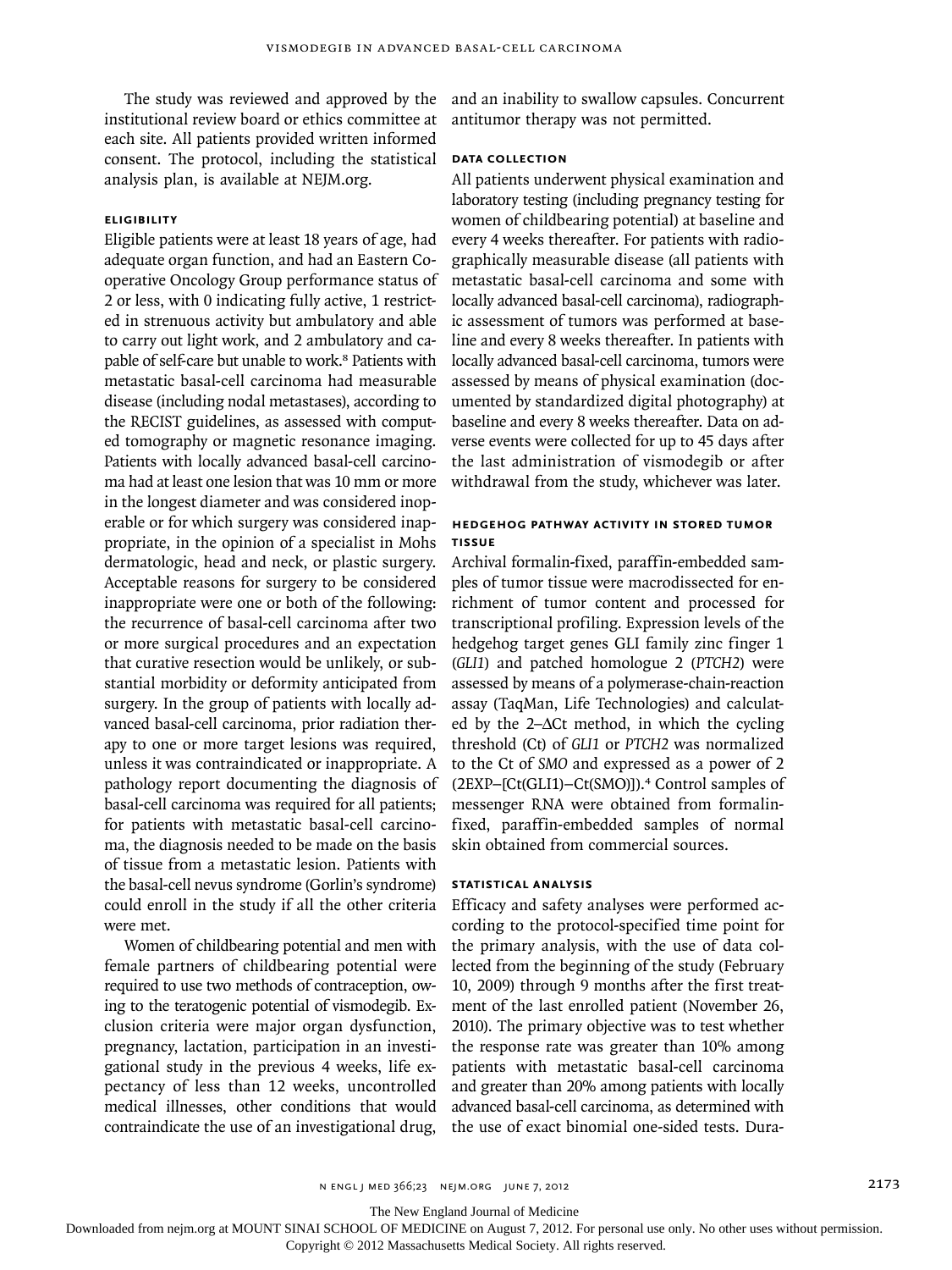The study was reviewed and approved by the institutional review board or ethics committee at each site. All patients provided written informed consent. The protocol, including the statistical analysis plan, is available at NEJM.org.

### Eligibility

Eligible patients were at least 18 years of age, had adequate organ function, and had an Eastern Cooperative Oncology Group performance status of 2 or less, with 0 indicating fully active, 1 restricted in strenuous activity but ambulatory and able to carry out light work, and 2 ambulatory and capable of self-care but unable to work.[8] Patients with metastatic basal-cell carcinoma had measurable disease (including nodal metastases), according to the RECIST guidelines, as assessed with computed tomography or magnetic resonance imaging. Patients with locally advanced basal-cell carcinoma had at least one lesion that was 10 mm or more in the longest diameter and was considered inoperable or for which surgery was considered inappropriate, in the opinion of a specialist in Mohs dermatologic, head and neck, or plastic surgery. Acceptable reasons for surgery to be considered inappropriate were one or both of the following: the recurrence of basal-cell carcinoma after two or more surgical procedures and an expectation that curative resection would be unlikely, or substantial morbidity or deformity anticipated from surgery. In the group of patients with locally advanced basal-cell carcinoma, prior radiation therapy to one or more target lesions was required, unless it was contraindicated or inappropriate. A pathology report documenting the diagnosis of basal-cell carcinoma was required for all patients; for patients with metastatic basal-cell carcinoma, the diagnosis needed to be made on the basis of tissue from a metastatic lesion. Patients with the basal-cell nevus syndrome (Gorlin's syndrome) could enroll in the study if all the other criteria were met.

Women of childbearing potential and men with female partners of childbearing potential were required to use two methods of contraception, owing to the teratogenic potential of vismodegib. Exclusion criteria were major organ dysfunction, pregnancy, lactation, participation in an investigational study in the previous 4 weeks, life expectancy of less than 12 weeks, uncontrolled medical illnesses, other conditions that would contraindicate the use of an investigational drug, and an inability to swallow capsules. Concurrent antitumor therapy was not permitted.

### Data Collection

All patients underwent physical examination and laboratory testing (including pregnancy testing for women of childbearing potential) at baseline and every 4 weeks thereafter. For patients with radiographically measurable disease (all patients with metastatic basal-cell carcinoma and some with locally advanced basal-cell carcinoma), radiographic assessment of tumors was performed at baseline and every 8 weeks thereafter. In patients with locally advanced basal-cell carcinoma, tumors were assessed by means of physical examination (documented by standardized digital photography) at baseline and every 8 weeks thereafter. Data on adverse events were collected for up to 45 days after the last administration of vismodegib or after withdrawal from the study, whichever was later.

### Hedgehog Pathway Activity in Stored Tumor Tissue

Archival formalin-fixed, paraffin-embedded samples of tumor tissue were macrodissected for enrichment of tumor content and processed for transcriptional profiling. Expression levels of the hedgehog target genes GLI family zinc finger 1 (*GLI1*) and patched homologue 2 (*PTCH2*) were assessed by means of a polymerase-chain-reaction assay (TaqMan, Life Technologies) and calculated by the $2^{-\Delta Ct}$ method, in which the cycling threshold (Ct) of *GLI1* or *PTCH2* was normalized to the Ct of *SMO* and expressed as a power of 2 (2EXP–[Ct(GLI1)–Ct(SMO)]).[4] Control samples of messenger RNA were obtained from formalin-fixed, paraffin-embedded samples of normal skin obtained from commercial sources.

### Statistical Analysis

Efficacy and safety analyses were performed according to the protocol-specified time point for the primary analysis, with the use of data collected from the beginning of the study (February 10, 2009) through 9 months after the first treatment of the last enrolled patient (November 26, 2010). The primary objective was to test whether the response rate was greater than 10% among patients with metastatic basal-cell carcinoma and greater than 20% among patients with locally advanced basal-cell carcinoma, as determined with the use of exact binomial one-sided tests. Dura-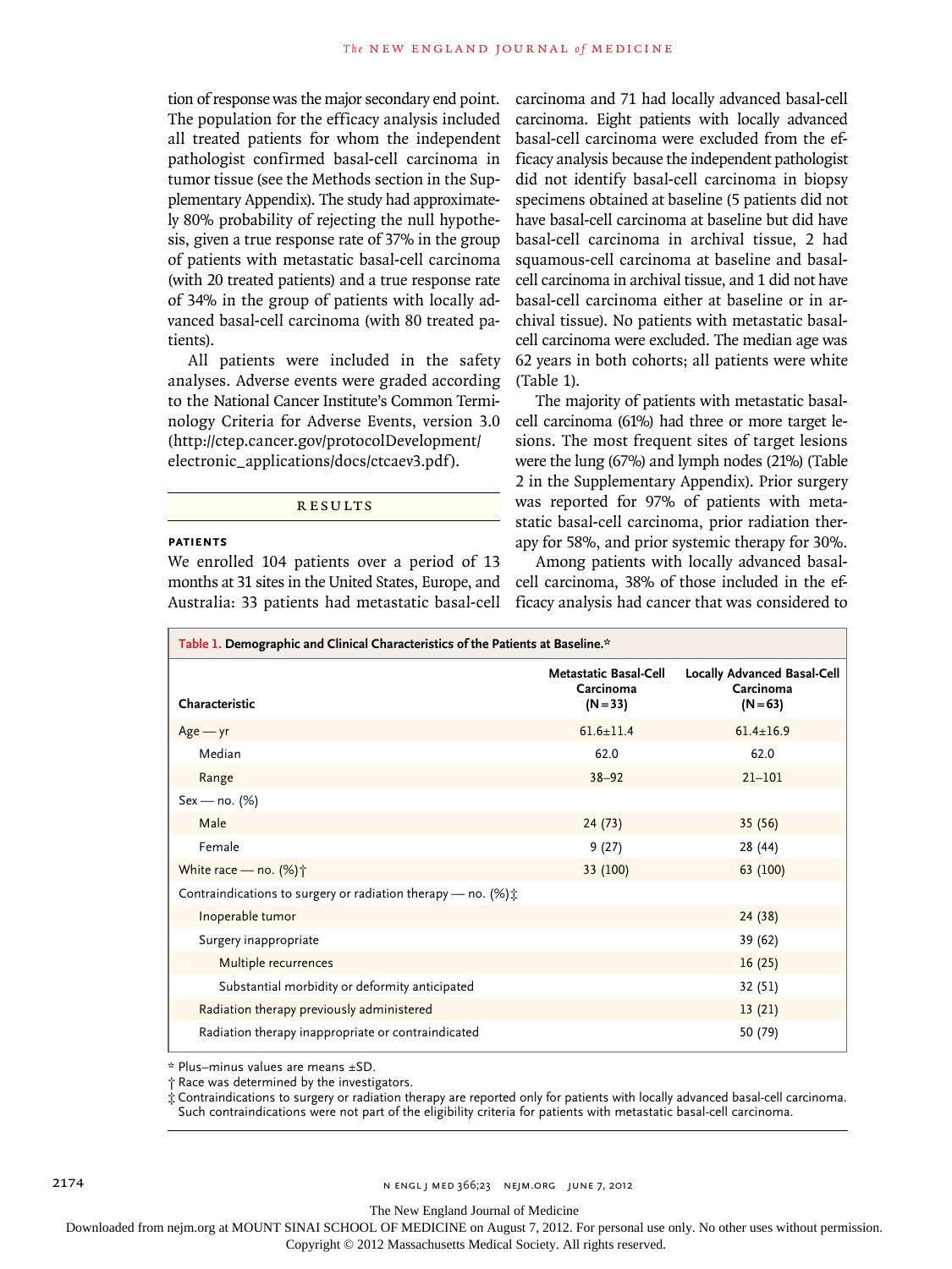tion of response was the major secondary end point. The population for the efficacy analysis included all treated patients for whom the independent pathologist confirmed basal-cell carcinoma in tumor tissue (see the Methods section in the Supplementary Appendix). The study had approximately 80% probability of rejecting the null hypothesis, given a true response rate of 37% in the group of patients with metastatic basal-cell carcinoma (with 20 treated patients) and a true response rate of 34% in the group of patients with locally advanced basal-cell carcinoma (with 80 treated patients).

All patients were included in the safety analyses. Adverse events were graded according to the National Cancer Institute's Common Terminology Criteria for Adverse Events, version 3.0 (http://ctep.cancer.gov/protocolDevelopment/electronic_applications/docs/ctcaev3.pdf).

## RESULTS

### PATIENTS

We enrolled 104 patients over a period of 13 months at 31 sites in the United States, Europe, and Australia: 33 patients had metastatic basal-cell carcinoma and 71 had locally advanced basal-cell carcinoma. Eight patients with locally advanced basal-cell carcinoma were excluded from the efficacy analysis because the independent pathologist did not identify basal-cell carcinoma in biopsy specimens obtained at baseline (5 patients did not have basal-cell carcinoma at baseline but did have basal-cell carcinoma in archival tissue, 2 had squamous-cell carcinoma at baseline and basal-cell carcinoma in archival tissue, and 1 did not have basal-cell carcinoma either at baseline or in archival tissue). No patients with metastatic basal-cell carcinoma were excluded. The median age was 62 years in both cohorts; all patients were white (Table 1).

The majority of patients with metastatic basal-cell carcinoma (61%) had three or more target lesions. The most frequent sites of target lesions were the lung (67%) and lymph nodes (21%) (Table 2 in the Supplementary Appendix). Prior surgery was reported for 97% of patients with metastatic basal-cell carcinoma, prior radiation therapy for 58%, and prior systemic therapy for 30%.

Among patients with locally advanced basal-cell carcinoma, 38% of those included in the efficacy analysis had cancer that was considered to

**Table 1. Demographic and Clinical Characteristics of the Patients at Baseline.***

| Characteristic | Metastatic Basal-Cell Carcinoma (N=33) | Locally Advanced Basal-Cell Carcinoma (N=63) |
|---|---|---|
| Age — yr | 61.6±11.4 | 61.4±16.9 |
| Median | 62.0 | 62.0 |
| Range | 38–92 | 21–101 |
| Sex — no. (%) | | |
| Male | 24 (73) | 35 (56) |
| Female | 9 (27) | 28 (44) |
| White race — no. (%)† | 33 (100) | 63 (100) |
| Contraindications to surgery or radiation therapy — no. (%)‡ | | |
| Inoperable tumor | | 24 (38) |
| Surgery inappropriate | | 39 (62) |
| Multiple recurrences | | 16 (25) |
| Substantial morbidity or deformity anticipated | | 32 (51) |
| Radiation therapy previously administered | | 13 (21) |
| Radiation therapy inappropriate or contraindicated | | 50 (79) |

\* Plus–minus values are means ±SD.
† Race was determined by the investigators.
‡ Contraindications to surgery or radiation therapy are reported only for patients with locally advanced basal-cell carcinoma. Such contraindications were not part of the eligibility criteria for patients with metastatic basal-cell carcinoma.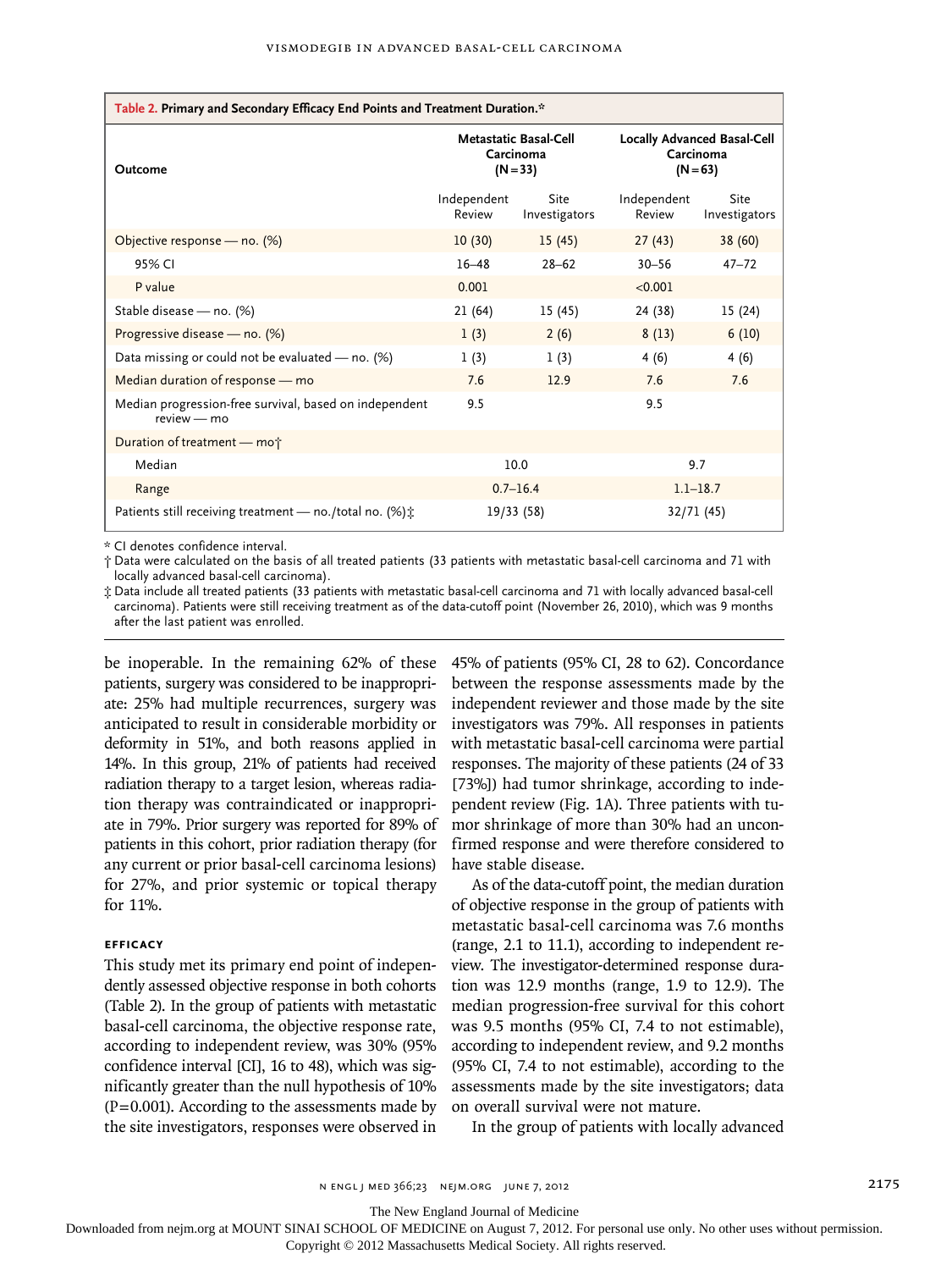**Table 2. Primary and Secondary Efficacy End Points and Treatment Duration.***

| Outcome | Metastatic Basal-Cell Carcinoma (N=33) | | Locally Advanced Basal-Cell Carcinoma (N=63) | |
|---|---|---|---|---|
| | Independent Review | Site Investigators | Independent Review | Site Investigators |
| Objective response — no. (%) | 10 (30) | 15 (45) | 27 (43) | 38 (60) |
| 95% CI | 16–48 | 28–62 | 30–56 | 47–72 |
| P value | 0.001 | | <0.001 | |
| Stable disease — no. (%) | 21 (64) | 15 (45) | 24 (38) | 15 (24) |
| Progressive disease — no. (%) | 1 (3) | 2 (6) | 8 (13) | 6 (10) |
| Data missing or could not be evaluated — no. (%) | 1 (3) | 1 (3) | 4 (6) | 4 (6) |
| Median duration of response — mo | 7.6 | 12.9 | 7.6 | 7.6 |
| Median progression-free survival, based on independent review — mo | 9.5 | | 9.5 | |
| Duration of treatment — mo† | | | | |
| Median | 10.0 | | 9.7 | |
| Range | 0.7–16.4 | | 1.1–18.7 | |
| Patients still receiving treatment — no./total no. (%)‡ | 19/33 (58) | | 32/71 (45) | |

\* CI denotes confidence interval.

† Data were calculated on the basis of all treated patients (33 patients with metastatic basal-cell carcinoma and 71 with locally advanced basal-cell carcinoma).

‡ Data include all treated patients (33 patients with metastatic basal-cell carcinoma and 71 with locally advanced basal-cell carcinoma). Patients were still receiving treatment as of the data-cutoff point (November 26, 2010), which was 9 months after the last patient was enrolled.

be inoperable. In the remaining 62% of these patients, surgery was considered to be inappropriate: 25% had multiple recurrences, surgery was anticipated to result in considerable morbidity or deformity in 51%, and both reasons applied in 14%. In this group, 21% of patients had received radiation therapy to a target lesion, whereas radiation therapy was contraindicated or inappropriate in 79%. Prior surgery was reported for 89% of patients in this cohort, prior radiation therapy (for any current or prior basal-cell carcinoma lesions) for 27%, and prior systemic or topical therapy for 11%.

### EFFICACY

This study met its primary end point of independently assessed objective response in both cohorts (Table 2). In the group of patients with metastatic basal-cell carcinoma, the objective response rate, according to independent review, was 30% (95% confidence interval [CI], 16 to 48), which was significantly greater than the null hypothesis of 10% (P=0.001). According to the assessments made by the site investigators, responses were observed in 45% of patients (95% CI, 28 to 62). Concordance between the response assessments made by the independent reviewer and those made by the site investigators was 79%. All responses in patients with metastatic basal-cell carcinoma were partial responses. The majority of these patients (24 of 33 [73%]) had tumor shrinkage, according to independent review (Fig. 1A). Three patients with tumor shrinkage of more than 30% had an unconfirmed response and were therefore considered to have stable disease.

As of the data-cutoff point, the median duration of objective response in the group of patients with metastatic basal-cell carcinoma was 7.6 months (range, 2.1 to 11.1), according to independent review. The investigator-determined response duration was 12.9 months (range, 1.9 to 12.9). The median progression-free survival for this cohort was 9.5 months (95% CI, 7.4 to not estimable), according to independent review, and 9.2 months (95% CI, 7.4 to not estimable), according to the assessments made by the site investigators; data on overall survival were not mature.

In the group of patients with locally advanced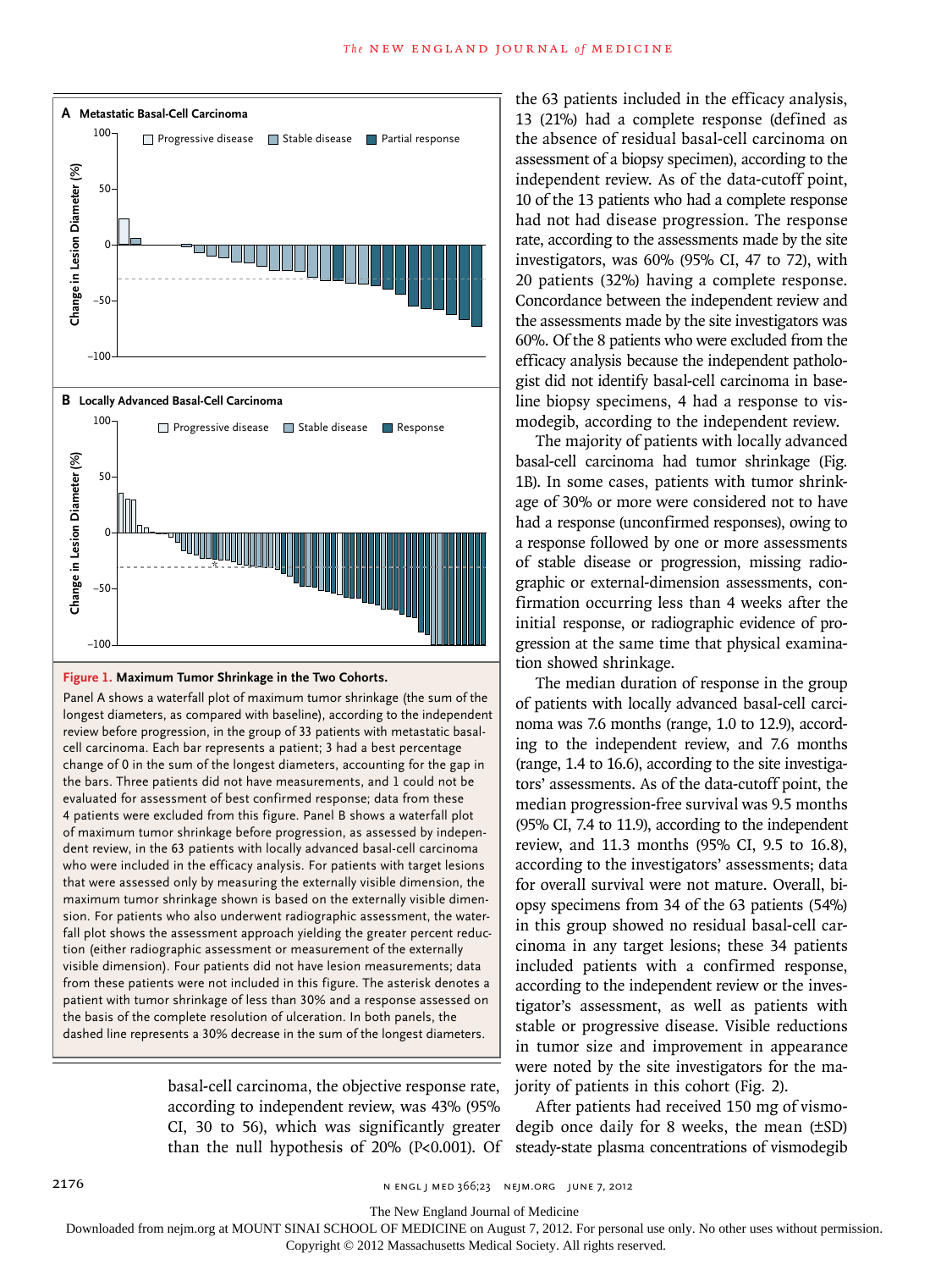**Figure 1. Maximum Tumor Shrinkage in the Two Cohorts.**

Panel A shows a waterfall plot of maximum tumor shrinkage (the sum of the longest diameters, as compared with baseline), according to the independent review before progression, in the group of 33 patients with metastatic basal-cell carcinoma. Each bar represents a patient; 3 had a best percentage change of 0 in the sum of the longest diameters, accounting for the gap in the bars. Three patients did not have measurements, and 1 could not be evaluated for assessment of best confirmed response; data from these 4 patients were excluded from this figure. Panel B shows a waterfall plot of maximum tumor shrinkage before progression, as assessed by independent review, in the 63 patients with locally advanced basal-cell carcinoma who were included in the efficacy analysis. For patients with target lesions that were assessed only by measuring the externally visible dimension, the maximum tumor shrinkage shown is based on the externally visible dimension. For patients who also underwent radiographic assessment, the waterfall plot shows the assessment approach yielding the greater percent reduction (either radiographic assessment or measurement of the externally visible dimension). Four patients did not have lesion measurements; data from these patients were not included in this figure. The asterisk denotes a patient with tumor shrinkage of less than 30% and a response assessed on the basis of the complete resolution of ulceration. In both panels, the dashed line represents a 30% decrease in the sum of the longest diameters.

basal-cell carcinoma, the objective response rate, according to independent review, was 43% (95% CI, 30 to 56), which was significantly greater than the null hypothesis of 20% ($P<0.001$). Of the 63 patients included in the efficacy analysis, 13 (21%) had a complete response (defined as the absence of residual basal-cell carcinoma on assessment of a biopsy specimen), according to the independent review. As of the data-cutoff point, 10 of the 13 patients who had a complete response had not had disease progression. The response rate, according to the assessments made by the site investigators, was 60% (95% CI, 47 to 72), with 20 patients (32%) having a complete response. Concordance between the independent review and the assessments made by the site investigators was 60%. Of the 8 patients who were excluded from the efficacy analysis because the independent pathologist did not identify basal-cell carcinoma in baseline biopsy specimens, 4 had a response to vismodegib, according to the independent review.

The majority of patients with locally advanced basal-cell carcinoma had tumor shrinkage (Fig. 1B). In some cases, patients with tumor shrinkage of 30% or more were considered not to have had a response (unconfirmed responses), owing to a response followed by one or more assessments of stable disease or progression, missing radiographic or external-dimension assessments, confirmation occurring less than 4 weeks after the initial response, or radiographic evidence of progression at the same time that physical examination showed shrinkage.

The median duration of response in the group of patients with locally advanced basal-cell carcinoma was 7.6 months (range, 1.0 to 12.9), according to the independent review, and 7.6 months (range, 1.4 to 16.6), according to the site investigators' assessments. As of the data-cutoff point, the median progression-free survival was 9.5 months (95% CI, 7.4 to 11.9), according to the independent review, and 11.3 months (95% CI, 9.5 to 16.8), according to the investigators' assessments; data for overall survival were not mature. Overall, biopsy specimens from 34 of the 63 patients (54%) in this group showed no residual basal-cell carcinoma in any target lesions; these 34 patients included patients with a confirmed response, according to the independent review or the investigator's assessment, as well as patients with stable or progressive disease. Visible reductions in tumor size and improvement in appearance were noted by the site investigators for the majority of patients in this cohort (Fig. 2).

After patients had received 150 mg of vismodegib once daily for 8 weeks, the mean (±SD) steady-state plasma concentrations of vismodegib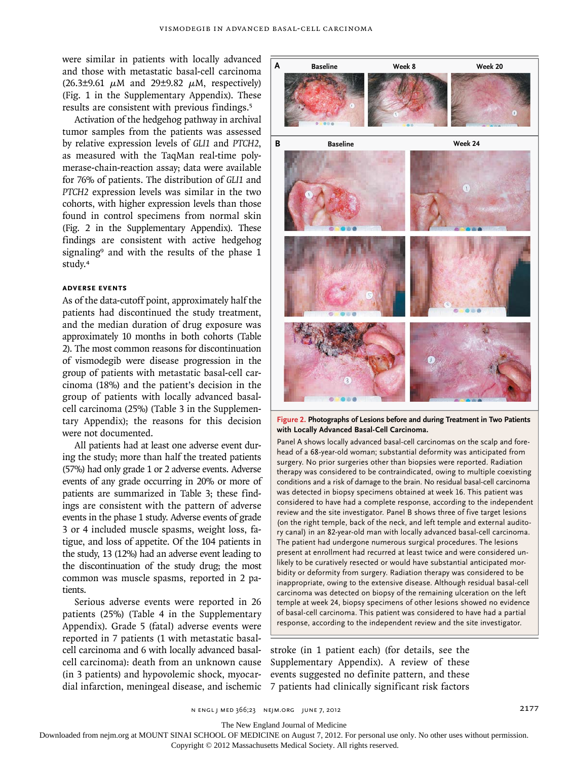were similar in patients with locally advanced and those with metastatic basal-cell carcinoma (26.3±9.61 μM and 29±9.82 μM, respectively) (Fig. 1 in the Supplementary Appendix). These results are consistent with previous findings.[5]

Activation of the hedgehog pathway in archival tumor samples from the patients was assessed by relative expression levels of *GLI1* and *PTCH2*, as measured with the TaqMan real-time polymerase-chain-reaction assay; data were available for 76% of patients. The distribution of *GLI1* and *PTCH2* expression levels was similar in the two cohorts, with higher expression levels than those found in control specimens from normal skin (Fig. 2 in the Supplementary Appendix). These findings are consistent with active hedgehog signaling[9] and with the results of the phase 1 study.[4]

### ADVERSE EVENTS

As of the data-cutoff point, approximately half the patients had discontinued the study treatment, and the median duration of drug exposure was approximately 10 months in both cohorts (Table 2). The most common reasons for discontinuation of vismodegib were disease progression in the group of patients with metastatic basal-cell carcinoma (18%) and the patient's decision in the group of patients with locally advanced basal-cell carcinoma (25%) (Table 3 in the Supplementary Appendix); the reasons for this decision were not documented.

All patients had at least one adverse event during the study; more than half the treated patients (57%) had only grade 1 or 2 adverse events. Adverse events of any grade occurring in 20% or more of patients are summarized in Table 3; these findings are consistent with the pattern of adverse events in the phase 1 study. Adverse events of grade 3 or 4 included muscle spasms, weight loss, fatigue, and loss of appetite. Of the 104 patients in the study, 13 (12%) had an adverse event leading to the discontinuation of the study drug; the most common was muscle spasms, reported in 2 patients.

Serious adverse events were reported in 26 patients (25%) (Table 4 in the Supplementary Appendix). Grade 5 (fatal) adverse events were reported in 7 patients (1 with metastatic basal-cell carcinoma and 6 with locally advanced basal-cell carcinoma): death from an unknown cause (in 3 patients) and hypovolemic shock, myocardial infarction, meningeal disease, and ischemic stroke (in 1 patient each) (for details, see the Supplementary Appendix). A review of these events suggested no definite pattern, and these 7 patients had clinically significant risk factors

**Figure 2. Photographs of Lesions before and during Treatment in Two Patients with Locally Advanced Basal-Cell Carcinoma.**

Panel A shows locally advanced basal-cell carcinomas on the scalp and forehead of a 68-year-old woman; substantial deformity was anticipated from surgery. No prior surgeries other than biopsies were reported. Radiation therapy was considered to be contraindicated, owing to multiple coexisting conditions and a risk of damage to the brain. No residual basal-cell carcinoma was detected in biopsy specimens obtained at week 16. This patient was considered to have had a complete response, according to the independent review and the site investigator. Panel B shows three of five target lesions (on the right temple, back of the neck, and left temple and external auditory canal) in an 82-year-old man with locally advanced basal-cell carcinoma. The patient had undergone numerous surgical procedures. The lesions present at enrollment had recurred at least twice and were considered unlikely to be curatively resected or would have substantial anticipated morbidity or deformity from surgery. Radiation therapy was considered to be inappropriate, owing to the extensive disease. Although residual basal-cell carcinoma was detected on biopsy of the remaining ulceration on the left temple at week 24, biopsy specimens of other lesions showed no evidence of basal-cell carcinoma. This patient was considered to have had a partial response, according to the independent review and the site investigator.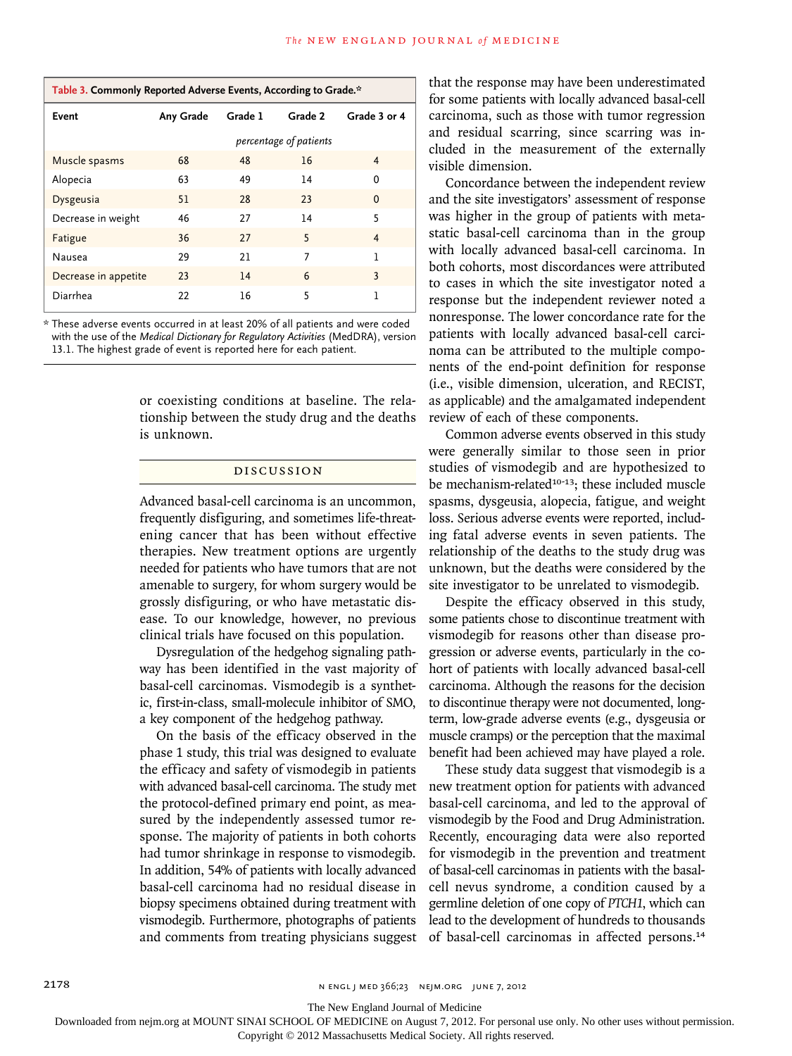**Table 3. Commonly Reported Adverse Events, According to Grade.***

| Event | Any Grade | Grade 1 | Grade 2 | Grade 3 or 4 |
|---|---|---|---|---|
| | *percentage of patients* | | | |
| Muscle spasms | 68 | 48 | 16 | 4 |
| Alopecia | 63 | 49 | 14 | 0 |
| Dysgeusia | 51 | 28 | 23 | 0 |
| Decrease in weight | 46 | 27 | 14 | 5 |
| Fatigue | 36 | 27 | 5 | 4 |
| Nausea | 29 | 21 | 7 | 1 |
| Decrease in appetite | 23 | 14 | 6 | 3 |
| Diarrhea | 22 | 16 | 5 | 1 |

* These adverse events occurred in at least 20% of all patients and were coded with the use of the *Medical Dictionary for Regulatory Activities* (MedDRA), version 13.1. The highest grade of event is reported here for each patient.

or coexisting conditions at baseline. The relationship between the study drug and the deaths is unknown.

## DISCUSSION

Advanced basal-cell carcinoma is an uncommon, frequently disfiguring, and sometimes life-threatening cancer that has been without effective therapies. New treatment options are urgently needed for patients who have tumors that are not amenable to surgery, for whom surgery would be grossly disfiguring, or who have metastatic disease. To our knowledge, however, no previous clinical trials have focused on this population.

Dysregulation of the hedgehog signaling pathway has been identified in the vast majority of basal-cell carcinomas. Vismodegib is a synthetic, first-in-class, small-molecule inhibitor of SMO, a key component of the hedgehog pathway.

On the basis of the efficacy observed in the phase 1 study, this trial was designed to evaluate the efficacy and safety of vismodegib in patients with advanced basal-cell carcinoma. The study met the protocol-defined primary end point, as measured by the independently assessed tumor response. The majority of patients in both cohorts had tumor shrinkage in response to vismodegib. In addition, 54% of patients with locally advanced basal-cell carcinoma had no residual disease in biopsy specimens obtained during treatment with vismodegib. Furthermore, photographs of patients and comments from treating physicians suggest that the response may have been underestimated for some patients with locally advanced basal-cell carcinoma, such as those with tumor regression and residual scarring, since scarring was included in the measurement of the externally visible dimension.

Concordance between the independent review and the site investigators' assessment of response was higher in the group of patients with metastatic basal-cell carcinoma than in the group with locally advanced basal-cell carcinoma. In both cohorts, most discordances were attributed to cases in which the site investigator noted a response but the independent reviewer noted a nonresponse. The lower concordance rate for the patients with locally advanced basal-cell carcinoma can be attributed to the multiple components of the end-point definition for response (i.e., visible dimension, ulceration, and RECIST, as applicable) and the amalgamated independent review of each of these components.

Common adverse events observed in this study were generally similar to those seen in prior studies of vismodegib and are hypothesized to be mechanism-related[10-13]; these included muscle spasms, dysgeusia, alopecia, fatigue, and weight loss. Serious adverse events were reported, including fatal adverse events in seven patients. The relationship of the deaths to the study drug was unknown, but the deaths were considered by the site investigator to be unrelated to vismodegib.

Despite the efficacy observed in this study, some patients chose to discontinue treatment with vismodegib for reasons other than disease progression or adverse events, particularly in the cohort of patients with locally advanced basal-cell carcinoma. Although the reasons for the decision to discontinue therapy were not documented, long-term, low-grade adverse events (e.g., dysgeusia or muscle cramps) or the perception that the maximal benefit had been achieved may have played a role.

These study data suggest that vismodegib is a new treatment option for patients with advanced basal-cell carcinoma, and led to the approval of vismodegib by the Food and Drug Administration. Recently, encouraging data were also reported for vismodegib in the prevention and treatment of basal-cell carcinomas in patients with the basal-cell nevus syndrome, a condition caused by a germline deletion of one copy of *PTCH1*, which can lead to the development of hundreds to thousands of basal-cell carcinomas in affected persons.[14]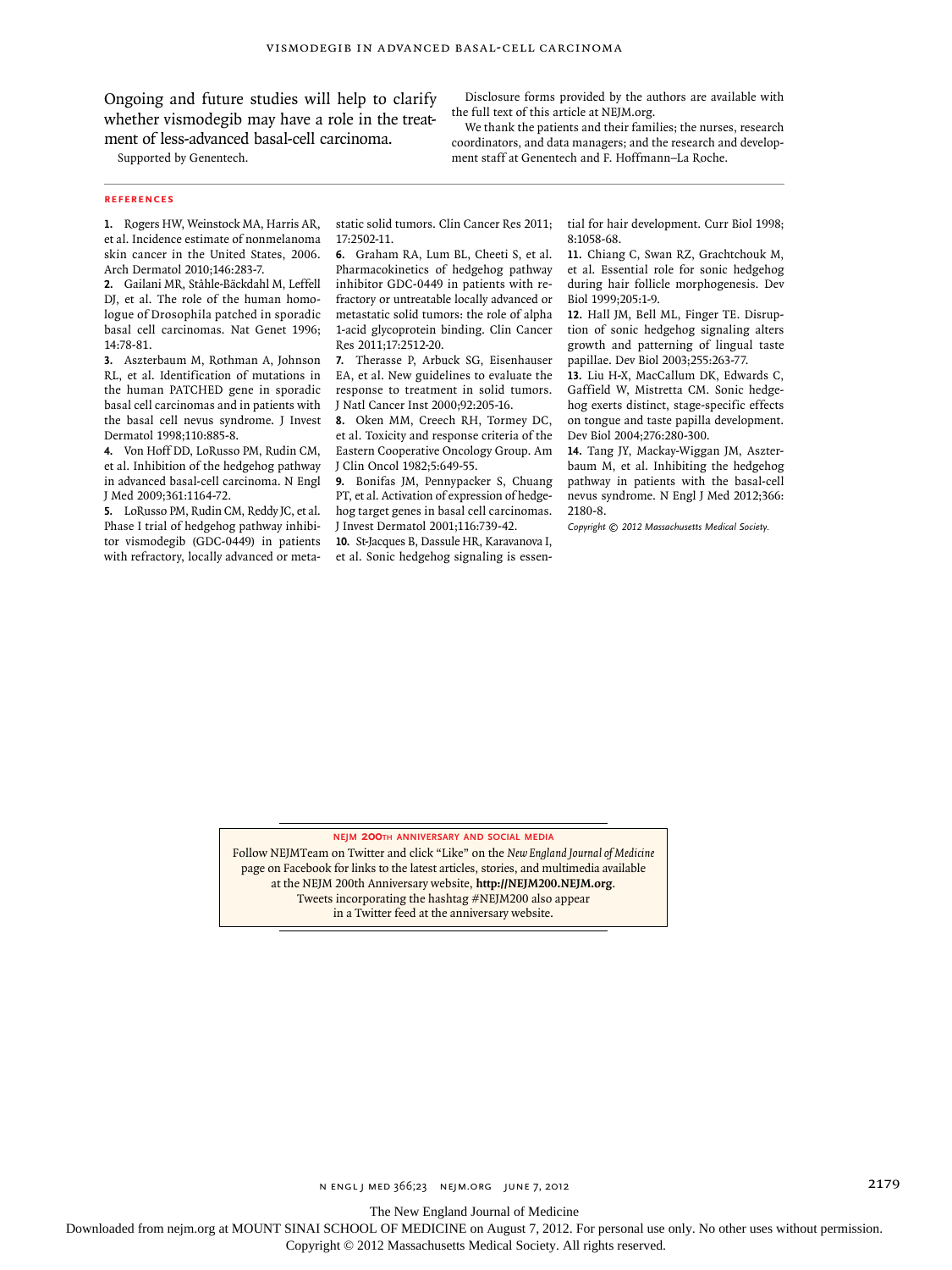Ongoing and future studies will help to clarify whether vismodegib may have a role in the treatment of less-advanced basal-cell carcinoma.

Supported by Genentech.

Disclosure forms provided by the authors are available with the full text of this article at NEJM.org.

We thank the patients and their families; the nurses, research coordinators, and data managers; and the research and development staff at Genentech and F. Hoffmann–La Roche.

## References

1. Rogers HW, Weinstock MA, Harris AR, et al. Incidence estimate of nonmelanoma skin cancer in the United States, 2006. Arch Dermatol 2010;146:283-7.
2. Gailani MR, Ståhle-Bäckdahl M, Leffell DJ, et al. The role of the human homologue of Drosophila patched in sporadic basal cell carcinomas. Nat Genet 1996;14:78-81.
3. Aszterbaum M, Rothman A, Johnson RL, et al. Identification of mutations in the human PATCHED gene in sporadic basal cell carcinomas and in patients with the basal cell nevus syndrome. J Invest Dermatol 1998;110:885-8.
4. Von Hoff DD, LoRusso PM, Rudin CM, et al. Inhibition of the hedgehog pathway in advanced basal-cell carcinoma. N Engl J Med 2009;361:1164-72.
5. LoRusso PM, Rudin CM, Reddy JC, et al. Phase I trial of hedgehog pathway inhibitor vismodegib (GDC-0449) in patients with refractory, locally advanced or metastatic solid tumors. Clin Cancer Res 2011;17:2502-11.
6. Graham RA, Lum BL, Cheeti S, et al. Pharmacokinetics of hedgehog pathway inhibitor GDC-0449 in patients with refractory or untreatable locally advanced or metastatic solid tumors: the role of alpha 1-acid glycoprotein binding. Clin Cancer Res 2011;17:2512-20.
7. Therasse P, Arbuck SG, Eisenhauser EA, et al. New guidelines to evaluate the response to treatment in solid tumors. J Natl Cancer Inst 2000;92:205-16.
8. Oken MM, Creech RH, Tormey DC, et al. Toxicity and response criteria of the Eastern Cooperative Oncology Group. Am J Clin Oncol 1982;5:649-55.
9. Bonifas JM, Pennypacker S, Chuang PT, et al. Activation of expression of hedgehog target genes in basal cell carcinomas. J Invest Dermatol 2001;116:739-42.
10. St-Jacques B, Dassule HR, Karavanova I, et al. Sonic hedgehog signaling is essential for hair development. Curr Biol 1998;8:1058-68.
11. Chiang C, Swan RZ, Grachtchouk M, et al. Essential role for sonic hedgehog during hair follicle morphogenesis. Dev Biol 1999;205:1-9.
12. Hall JM, Bell ML, Finger TE. Disruption of sonic hedgehog signaling alters growth and patterning of lingual taste papillae. Dev Biol 2003;255:263-77.
13. Liu H-X, MacCallum DK, Edwards C, Gaffield W, Mistretta CM. Sonic hedgehog exerts distinct, stage-specific effects on tongue and taste papilla development. Dev Biol 2004;276:280-300.
14. Tang JY, Mackay-Wiggan JM, Aszterbaum M, et al. Inhibiting the hedgehog pathway in patients with the basal-cell nevus syndrome. N Engl J Med 2012;366:2180-8.

*Copyright © 2012 Massachusetts Medical Society.*

**NEJM 200th Anniversary and Social Media**

Follow NEJMTeam on Twitter and click "Like" on the *New England Journal of Medicine* page on Facebook for links to the latest articles, stories, and multimedia available at the NEJM 200th Anniversary website, **http://NEJM200.NEJM.org**. Tweets incorporating the hashtag #NEJM200 also appear in a Twitter feed at the anniversary website.